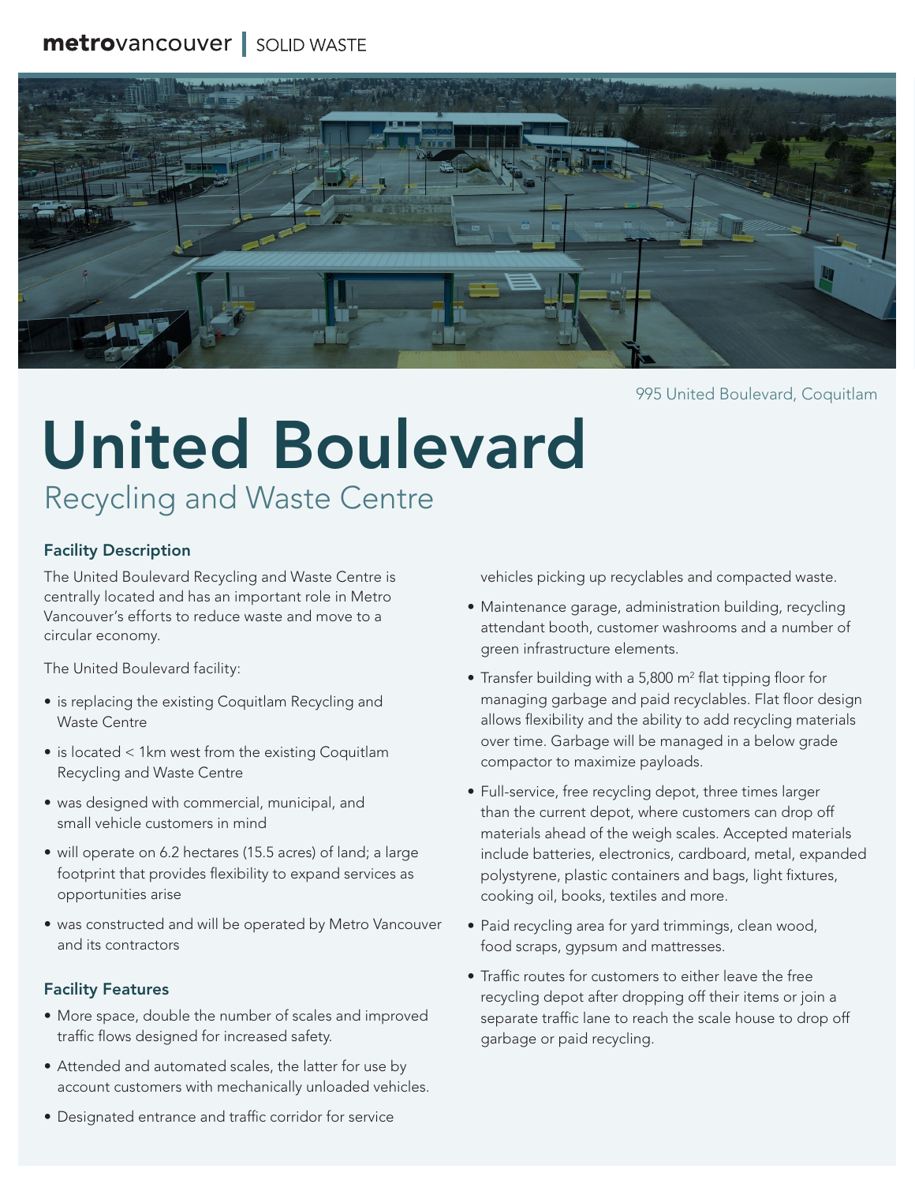metrovancouver | SOLID WASTE

995 United Boulevard, Coquitlam

# United Boulevard

## Recycling and Waste Centre

### Facility Description

The United Boulevard Recycling and Waste Centre is centrally located and has an important role in Metro Vancouver's efforts to reduce waste and move to a circular economy.

The United Boulevard facility:

- is replacing the existing Coquitlam Recycling and Waste Centre
- is located < 1km west from the existing Coquitlam Recycling and Waste Centre
- was designed with commercial, municipal, and small vehicle customers in mind
- will operate on 6.2 hectares (15.5 acres) of land; a large footprint that provides flexibility to expand services as opportunities arise
- was constructed and will be operated by Metro Vancouver and its contractors

### Facility Features

- More space, double the number of scales and improved traffic flows designed for increased safety.
- Attended and automated scales, the latter for use by account customers with mechanically unloaded vehicles.
- Designated entrance and traffic corridor for service vehicles picking up recyclables and compacted waste.
- Maintenance garage, administration building, recycling attendant booth, customer washrooms and a number of green infrastructure elements.
- Transfer building with a 5,800 m$^2$ flat tipping floor for managing garbage and paid recyclables. Flat floor design allows flexibility and the ability to add recycling materials over time. Garbage will be managed in a below grade compactor to maximize payloads.
- Full-service, free recycling depot, three times larger than the current depot, where customers can drop off materials ahead of the weigh scales. Accepted materials include batteries, electronics, cardboard, metal, expanded polystyrene, plastic containers and bags, light fixtures, cooking oil, books, textiles and more.
- Paid recycling area for yard trimmings, clean wood, food scraps, gypsum and mattresses.
- Traffic routes for customers to either leave the free recycling depot after dropping off their items or join a separate traffic lane to reach the scale house to drop off garbage or paid recycling.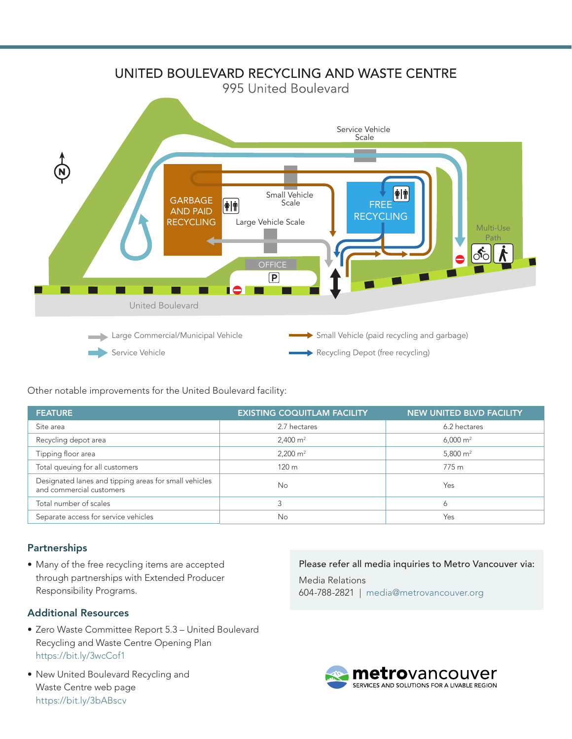# UNITED BOULEVARD RECYCLING AND WASTE CENTRE

995 United Boulevard

Service Vehicle Scale

GARBAGE AND PAID RECYCLING

Small Vehicle Scale

Large Vehicle Scale

FREE RECYCLING

Multi-Use Path

OFFICE

P

United Boulevard

Large Commercial/Municipal Vehicle

Service Vehicle

Small Vehicle (paid recycling and garbage)

Recycling Depot (free recycling)

Other notable improvements for the United Boulevard facility:

| FEATURE | EXISTING COQUITLAM FACILITY | NEW UNITED BLVD FACILITY |
|---|---|---|
| Site area | 2.7 hectares | 6.2 hectares |
| Recycling depot area | 2,400 $m^2$ | 6,000 $m^2$ |
| Tipping floor area | 2,200 $m^2$ | 5,800 $m^2$ |
| Total queuing for all customers | 120 m | 775 m |
| Designated lanes and tipping areas for small vehicles and commercial customers | No | Yes |
| Total number of scales | 3 | 6 |
| Separate access for service vehicles | No | Yes |

## Partnerships

- Many of the free recycling items are accepted through partnerships with Extended Producer Responsibility Programs.

## Additional Resources

- Zero Waste Committee Report 5.3 – United Boulevard Recycling and Waste Centre Opening Plan
  https://bit.ly/3wcCof1
- New United Boulevard Recycling and Waste Centre web page
  https://bit.ly/3bABscv

Please refer all media inquiries to Metro Vancouver via:

Media Relations
604-788-2821 | media@metrovancouver.org

**metrovancouver**
SERVICES AND SOLUTIONS FOR A LIVABLE REGION